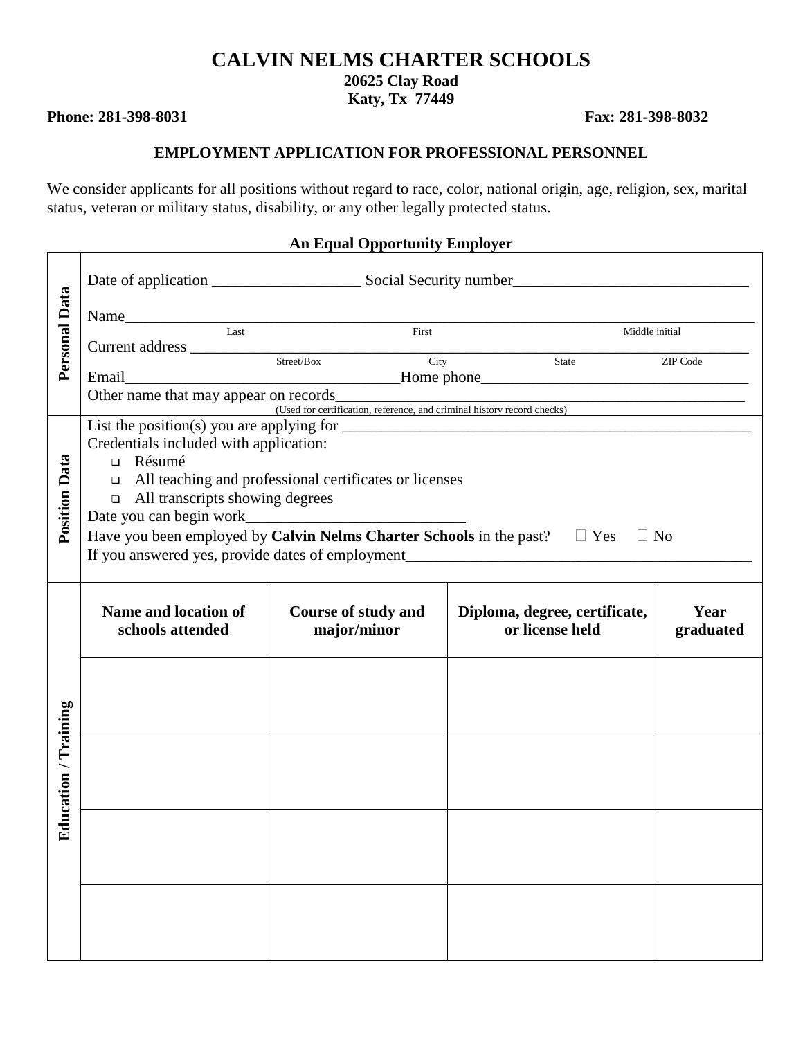# CALVIN NELMS CHARTER SCHOOLS

**20625 Clay Road**
**Katy, Tx 77449**

**Phone: 281-398-8031** **Fax: 281-398-8032**

## EMPLOYMENT APPLICATION FOR PROFESSIONAL PERSONNEL

We consider applicants for all positions without regard to race, color, national origin, age, religion, sex, marital status, veteran or military status, disability, or any other legally protected status.

**An Equal Opportunity Employer**

**Personal Data**

Date of application ___________________ Social Security number______________________________

Name_____________________________________________________________________________
Last First Middle initial

Current address ______________________________________________________________________
Street/Box City State ZIP Code

Email___________________________________Home phone__________________________________

Other name that may appear on records______________________________________________________
(Used for certification, reference, and criminal history record checks)

**Position Data**

List the position(s) you are applying for ____________________________________________________

Credentials included with application:

- ❑ Résumé
- ❑ All teaching and professional certificates or licenses
- ❑ All transcripts showing degrees

Date you can begin work____________________________

Have you been employed by **Calvin Nelms Charter Schools** in the past? ☐ Yes ☐ No

If you answered yes, provide dates of employment_____________________________________________

**Education / Training**

| Name and location of schools attended | Course of study and major/minor | Diploma, degree, certificate, or license held | Year graduated |
|---|---|---|---|
| | | | |
| | | | |
| | | | |
| | | | |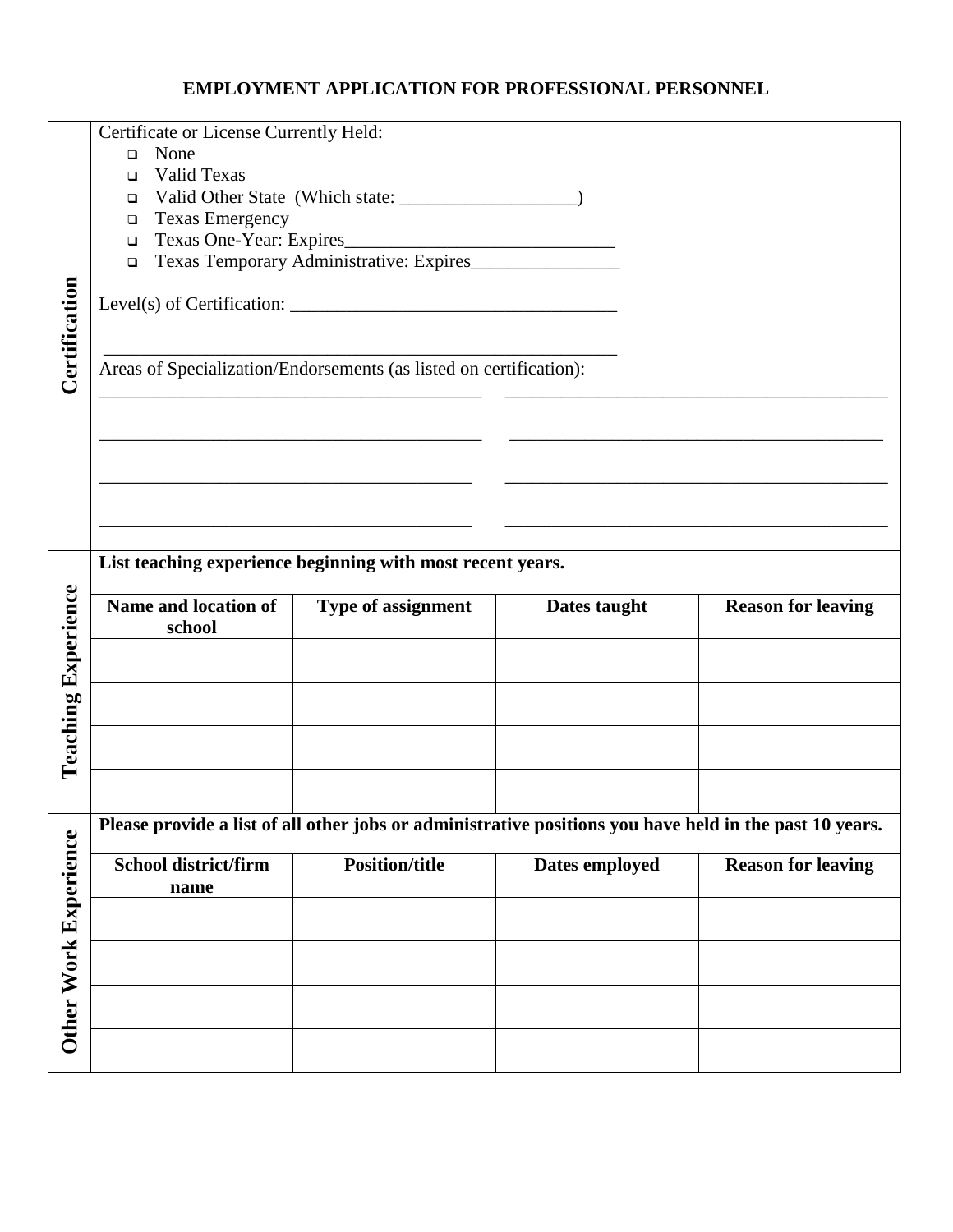# EMPLOYMENT APPLICATION FOR PROFESSIONAL PERSONNEL

## Certification

Certificate or License Currently Held:

- ☐ None
- ☐ Valid Texas
- ☐ Valid Other State (Which state: ___________________)
- ☐ Texas Emergency
- ☐ Texas One-Year: Expires____________________________
- ☐ Texas Temporary Administrative: Expires________________

Level(s) of Certification: ___________________________________

___________________________________________________________

Areas of Specialization/Endorsements (as listed on certification):

__________________________________________ __________________________________________

__________________________________________ __________________________________________

__________________________________________ __________________________________________

__________________________________________ __________________________________________

## Teaching Experience

**List teaching experience beginning with most recent years.**

| Name and location of school | Type of assignment | Dates taught | Reason for leaving |
|---|---|---|---|
| | | | |
| | | | |
| | | | |
| | | | |

## Other Work Experience

**Please provide a list of all other jobs or administrative positions you have held in the past 10 years.**

| School district/firm name | Position/title | Dates employed | Reason for leaving |
|---|---|---|---|
| | | | |
| | | | |
| | | | |
| | | | |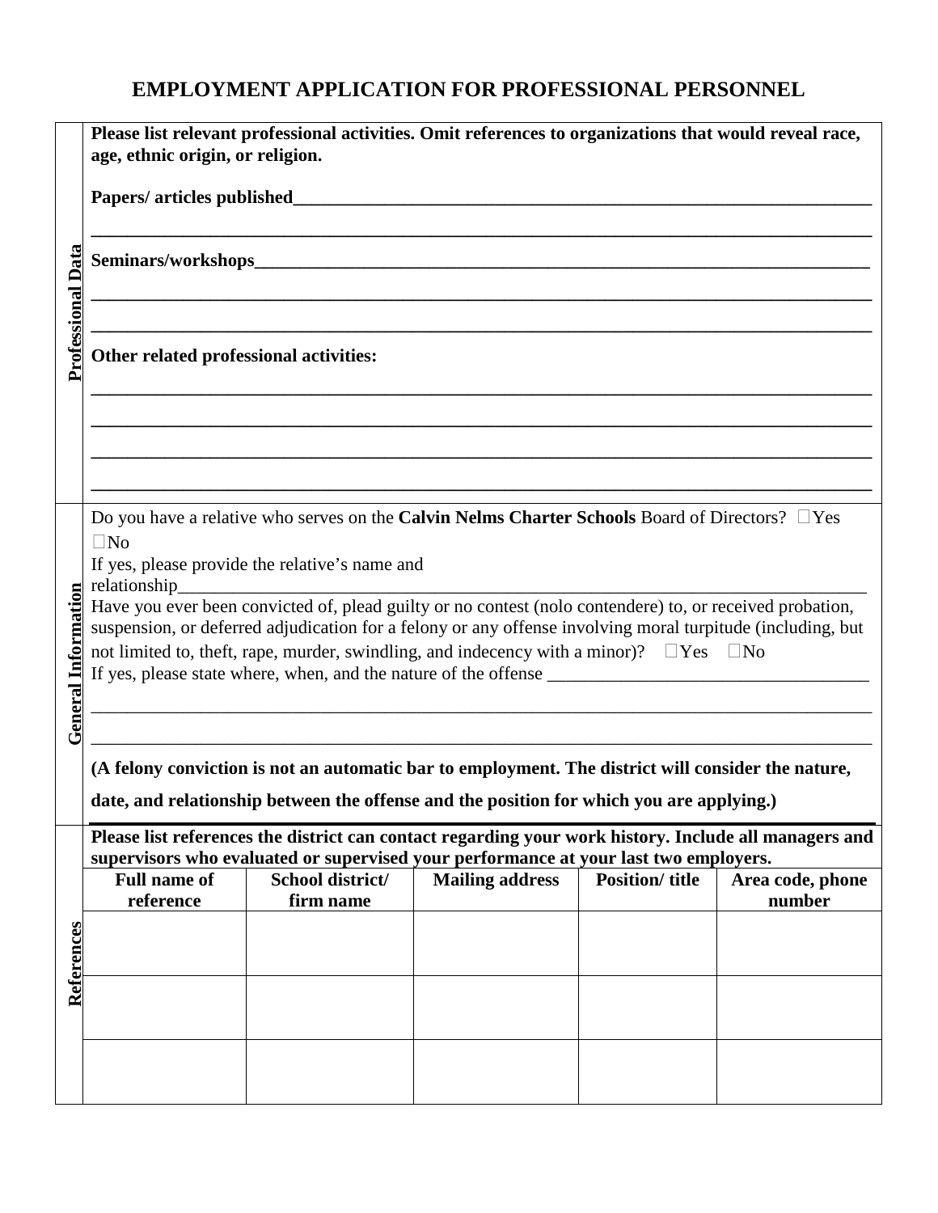# EMPLOYMENT APPLICATION FOR PROFESSIONAL PERSONNEL

## Professional Data

**Please list relevant professional activities. Omit references to organizations that would reveal race, age, ethnic origin, or religion.**

**Papers/ articles published**_______________________________________________________________

_______________________________________________________________________________________

**Seminars/workshops**___________________________________________________________________

_______________________________________________________________________________________

_______________________________________________________________________________________

**Other related professional activities:**

_______________________________________________________________________________________

_______________________________________________________________________________________

_______________________________________________________________________________________

_______________________________________________________________________________________

## General Information

Do you have a relative who serves on the **Calvin Nelms Charter Schools** Board of Directors? ☐Yes ☐No

If yes, please provide the relative's name and relationship_______________________________________________________________________________

Have you ever been convicted of, plead guilty or no contest (nolo contendere) to, or received probation, suspension, or deferred adjudication for a felony or any offense involving moral turpitude (including, but not limited to, theft, rape, murder, swindling, and indecency with a minor)? ☐Yes ☐No

If yes, please state where, when, and the nature of the offense ___________________________________

_______________________________________________________________________________________

_______________________________________________________________________________________

**(A felony conviction is not an automatic bar to employment. The district will consider the nature, date, and relationship between the offense and the position for which you are applying.)**

## References

**Please list references the district can contact regarding your work history. Include all managers and supervisors who evaluated or supervised your performance at your last two employers.**

| Full name of reference | School district/ firm name | Mailing address | Position/ title | Area code, phone number |
|---|---|---|---|---|
| | | | | |
| | | | | |
| | | | | |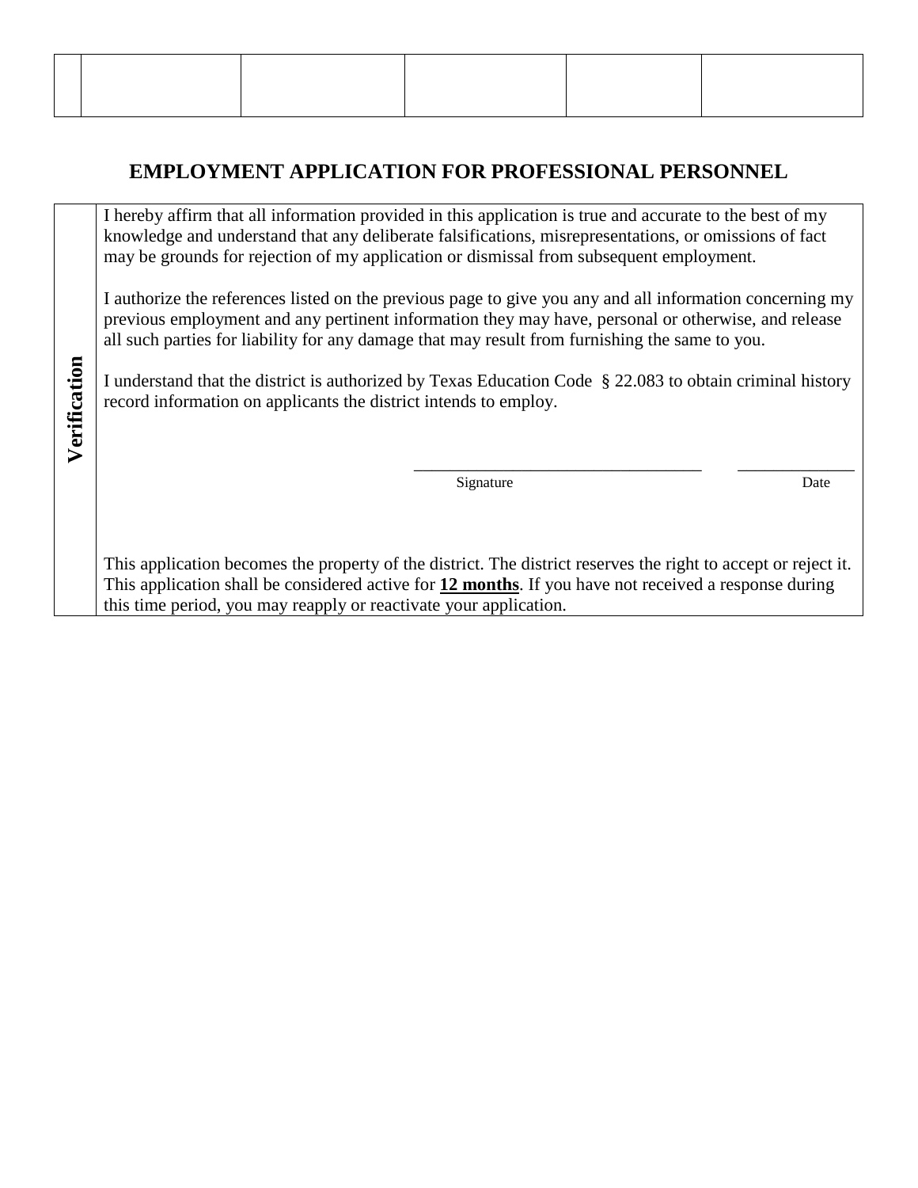| | | | | | |
|---|---|---|---|---|---|
| | | | | | |

## EMPLOYMENT APPLICATION FOR PROFESSIONAL PERSONNEL

**Verification**

I hereby affirm that all information provided in this application is true and accurate to the best of my knowledge and understand that any deliberate falsifications, misrepresentations, or omissions of fact may be grounds for rejection of my application or dismissal from subsequent employment.

I authorize the references listed on the previous page to give you any and all information concerning my previous employment and any pertinent information they may have, personal or otherwise, and release all such parties for liability for any damage that may result from furnishing the same to you.

I understand that the district is authorized by Texas Education Code § 22.083 to obtain criminal history record information on applicants the district intends to employ.

\_\_\_\_\_\_\_\_\_\_\_\_\_\_\_\_\_\_\_\_\_\_\_\_\_\_\_\_\_\_\_\_\_\_ \_\_\_\_\_\_\_\_\_\_\_\_\_\_

Signature Date

This application becomes the property of the district. The district reserves the right to accept or reject it. This application shall be considered active for **12 months**. If you have not received a response during this time period, you may reapply or reactivate your application.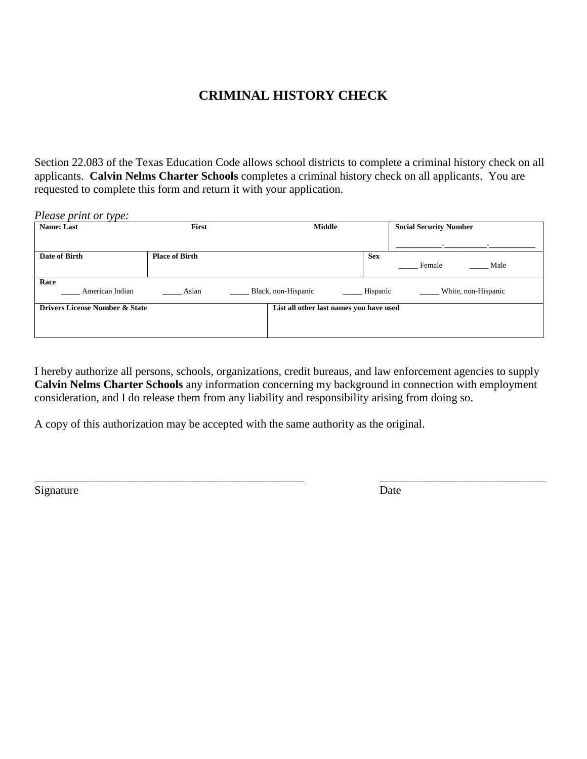# CRIMINAL HISTORY CHECK

Section 22.083 of the Texas Education Code allows school districts to complete a criminal history check on all applicants. **Calvin Nelms Charter Schools** completes a criminal history check on all applicants. You are requested to complete this form and return it with your application.

*Please print or type:*

| **Name: Last** | **First** | **Middle** | **Social Security Number** |
|---|---|---|---|
| | | | ___________-__________-___________ |

| **Date of Birth** | **Place of Birth** | **Sex** |
|---|---|---|
| | | _____ Female _____ Male |

| **Race** |
|---|
| _____ American Indian _____ Asian _____ Black, non-Hispanic _____ Hispanic _____ White, non-Hispanic |

| **Drivers License Number & State** | **List all other last names you have used** |
|---|---|
| | |

I hereby authorize all persons, schools, organizations, credit bureaus, and law enforcement agencies to supply **Calvin Nelms Charter Schools** any information concerning my background in connection with employment consideration, and I do release them from any liability and responsibility arising from doing so.

A copy of this authorization may be accepted with the same authority as the original.

_________________________________________________ _____________________________

Signature Date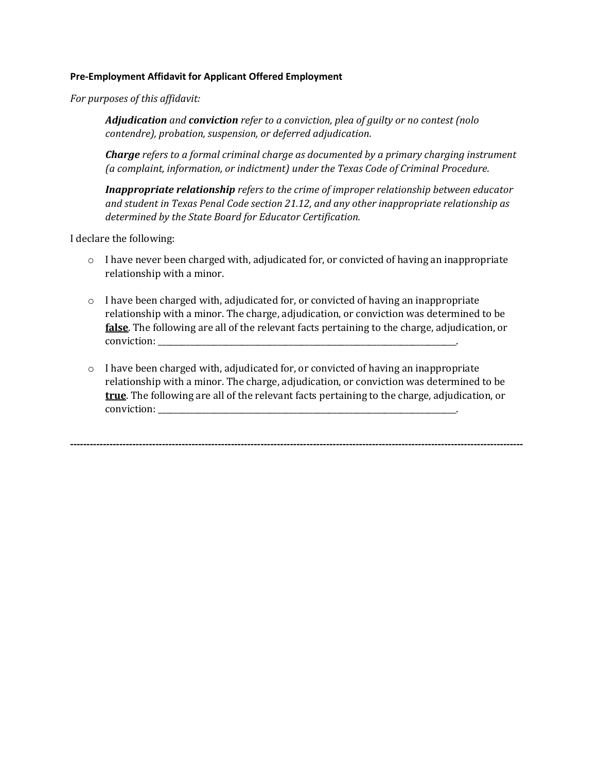**Pre-Employment Affidavit for Applicant Offered Employment**

*For purposes of this affidavit:*

> ***Adjudication*** *and* ***conviction*** *refer to a conviction, plea of guilty or no contest (nolo contendre), probation, suspension, or deferred adjudication.*
>
> ***Charge*** *refers to a formal criminal charge as documented by a primary charging instrument (a complaint, information, or indictment) under the Texas Code of Criminal Procedure.*
>
> ***Inappropriate relationship*** *refers to the crime of improper relationship between educator and student in Texas Penal Code section 21.12, and any other inappropriate relationship as determined by the State Board for Educator Certification.*

I declare the following:

- ○ I have never been charged with, adjudicated for, or convicted of having an inappropriate relationship with a minor.

- ○ I have been charged with, adjudicated for, or convicted of having an inappropriate relationship with a minor. The charge, adjudication, or conviction was determined to be **<u>false</u>**. The following are all of the relevant facts pertaining to the charge, adjudication, or conviction: ________________________________________________________________________.

- ○ I have been charged with, adjudicated for, or convicted of having an inappropriate relationship with a minor. The charge, adjudication, or conviction was determined to be **<u>true</u>**. The following are all of the relevant facts pertaining to the charge, adjudication, or conviction: ________________________________________________________________________.

-----------------------------------------------------------------------------------------------------------------------------------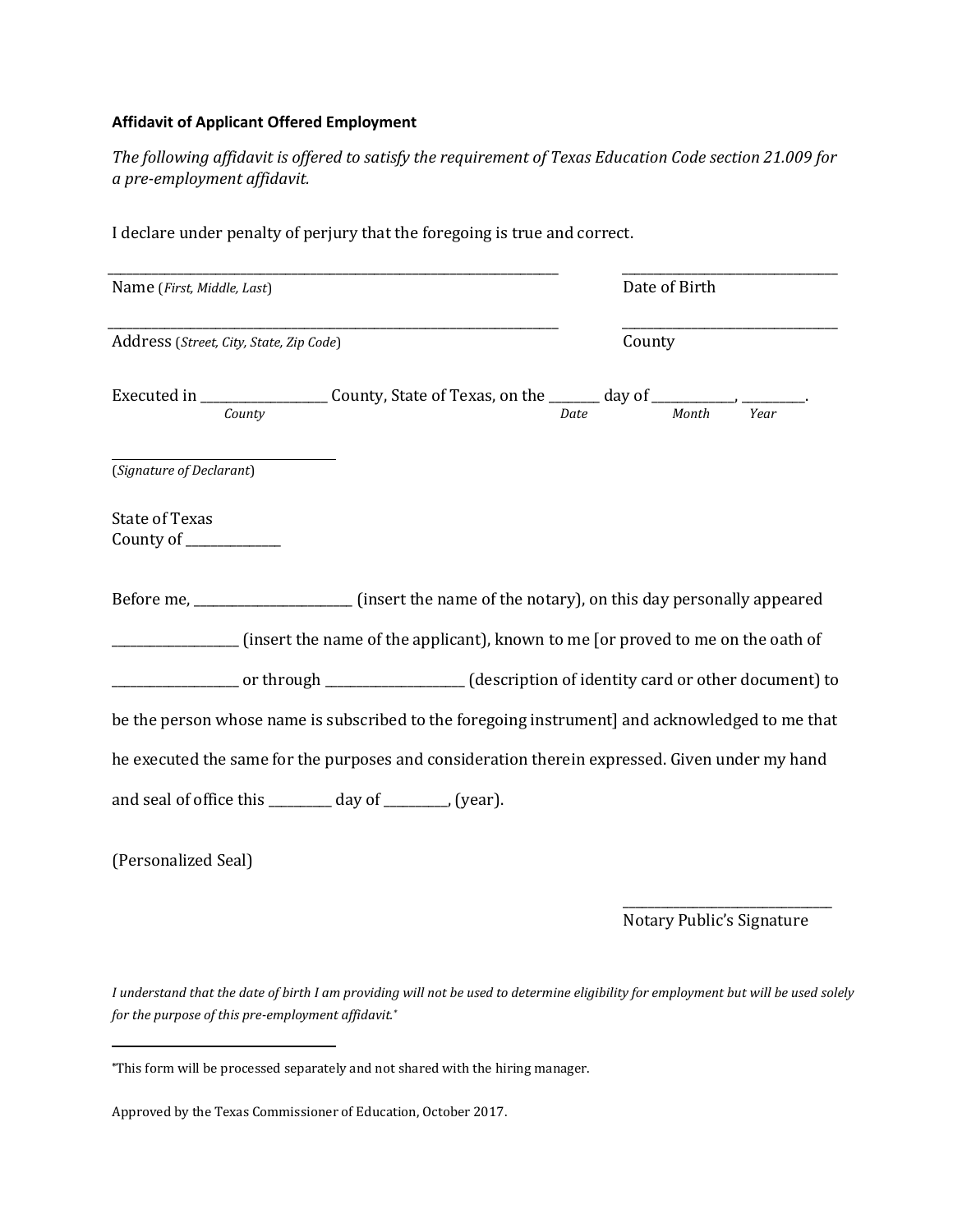**Affidavit of Applicant Offered Employment**

*The following affidavit is offered to satisfy the requirement of Texas Education Code section 21.009 for a pre-employment affidavit.*

I declare under penalty of perjury that the foregoing is true and correct.

\_\_\_\_\_\_\_\_\_\_\_\_\_\_\_\_\_\_\_\_\_\_\_\_\_\_\_\_\_\_\_\_\_\_\_\_\_\_\_\_\_\_\_\_\_\_\_\_ \_\_\_\_\_\_\_\_\_\_\_\_\_\_\_\_\_\_\_\_\_\_\_\_\_\_\_\_
Name (*First, Middle, Last*) Date of Birth

\_\_\_\_\_\_\_\_\_\_\_\_\_\_\_\_\_\_\_\_\_\_\_\_\_\_\_\_\_\_\_\_\_\_\_\_\_\_\_\_\_\_\_\_\_\_\_\_ \_\_\_\_\_\_\_\_\_\_\_\_\_\_\_\_\_\_\_\_\_\_\_\_\_\_\_\_
Address (*Street, City, State, Zip Code*) County

Executed in \_\_\_\_\_\_\_\_\_\_\_\_\_\_\_\_\_\_\_ County, State of Texas, on the \_\_\_\_\_\_\_\_ day of \_\_\_\_\_\_\_\_\_\_\_\_\_, \_\_\_\_\_\_\_\_\_\_.
*County* *Date* *Month* *Year*

\_\_\_\_\_\_\_\_\_\_\_\_\_\_\_\_\_\_\_\_\_\_\_\_\_\_\_\_\_\_\_\_
(*Signature of Declarant*)

State of Texas
County of \_\_\_\_\_\_\_\_\_\_\_\_\_\_\_

Before me, \_\_\_\_\_\_\_\_\_\_\_\_\_\_\_\_\_\_\_\_\_\_\_\_\_ (insert the name of the notary), on this day personally appeared \_\_\_\_\_\_\_\_\_\_\_\_\_\_\_\_\_\_\_\_ (insert the name of the applicant), known to me [or proved to me on the oath of \_\_\_\_\_\_\_\_\_\_\_\_\_\_\_\_\_\_\_\_ or through \_\_\_\_\_\_\_\_\_\_\_\_\_\_\_\_\_\_\_\_\_\_ (description of identity card or other document) to be the person whose name is subscribed to the foregoing instrument] and acknowledged to me that he executed the same for the purposes and consideration therein expressed. Given under my hand and seal of office this \_\_\_\_\_\_\_\_\_\_ day of \_\_\_\_\_\_\_\_\_\_, (year).

(Personalized Seal)

\_\_\_\_\_\_\_\_\_\_\_\_\_\_\_\_\_\_\_\_\_\_\_\_\_\_\_\_\_\_\_\_
Notary Public's Signature

*I understand that the date of birth I am providing will not be used to determine eligibility for employment but will be used solely for the purpose of this pre-employment affidavit.*[*]

---

[*] This form will be processed separately and not shared with the hiring manager.

Approved by the Texas Commissioner of Education, October 2017.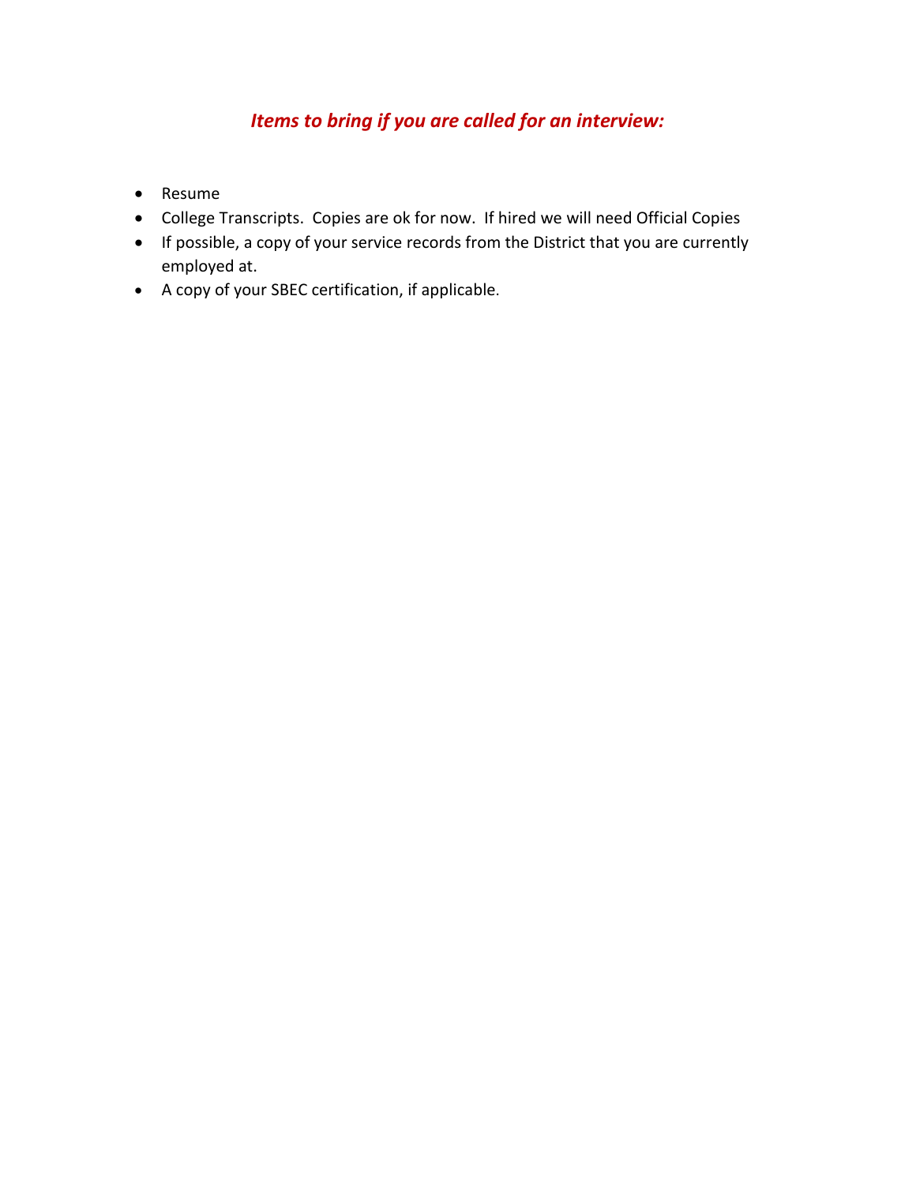## *Items to bring if you are called for an interview:*

- Resume
- College Transcripts. Copies are ok for now. If hired we will need Official Copies
- If possible, a copy of your service records from the District that you are currently employed at.
- A copy of your SBEC certification, if applicable.